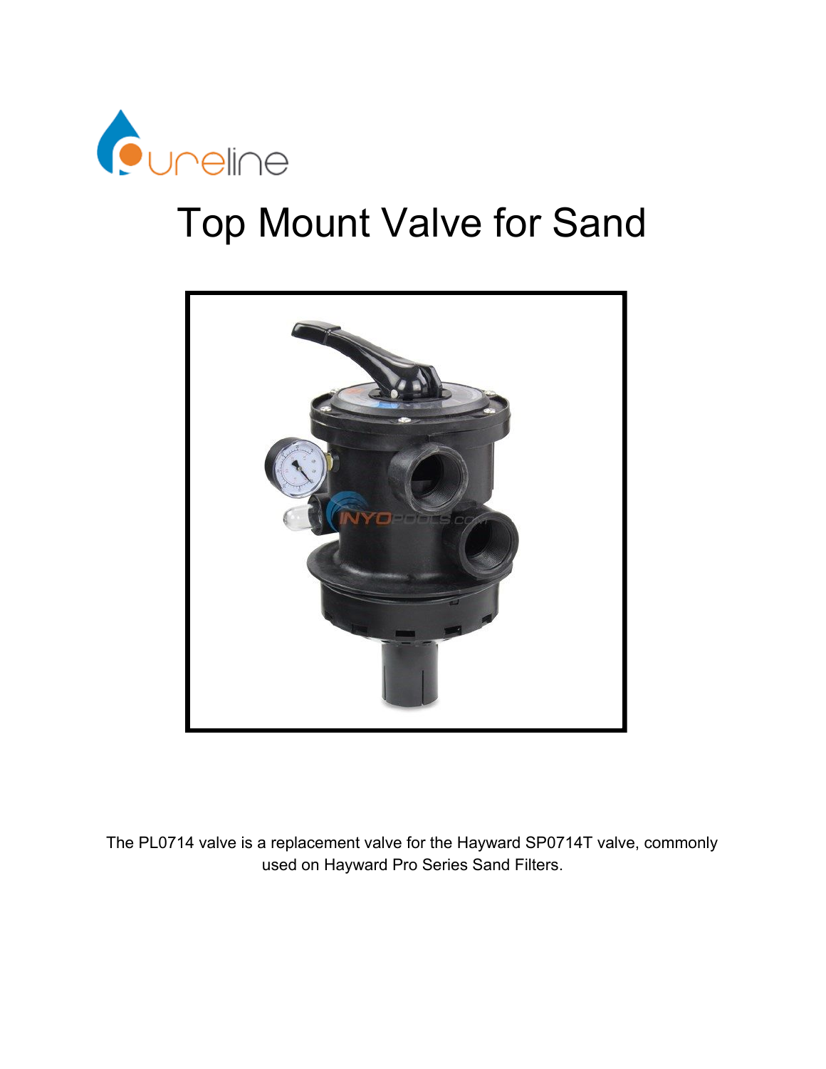# Top Mount Valve for Sand

The PL0714 valve is a replacement valve for the Hayward SP0714T valve, commonly used on Hayward Pro Series Sand Filters.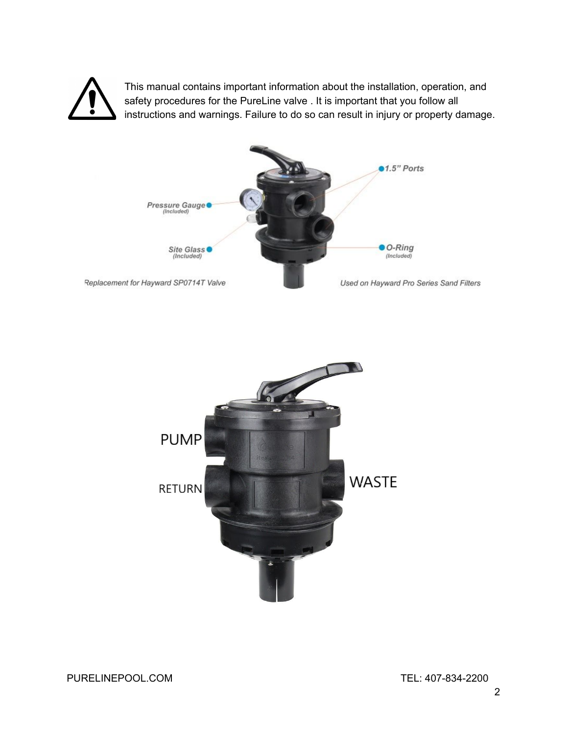This manual contains important information about the installation, operation, and safety procedures for the PureLine valve . It is important that you follow all instructions and warnings. Failure to do so can result in injury or property damage.

Pressure Gauge (Included)

1.5" Ports

Site Glass (Included)

O-Ring (Included)

Replacement for Hayward SP0714T Valve

Used on Hayward Pro Series Sand Filters

PUMP

RETURN

WASTE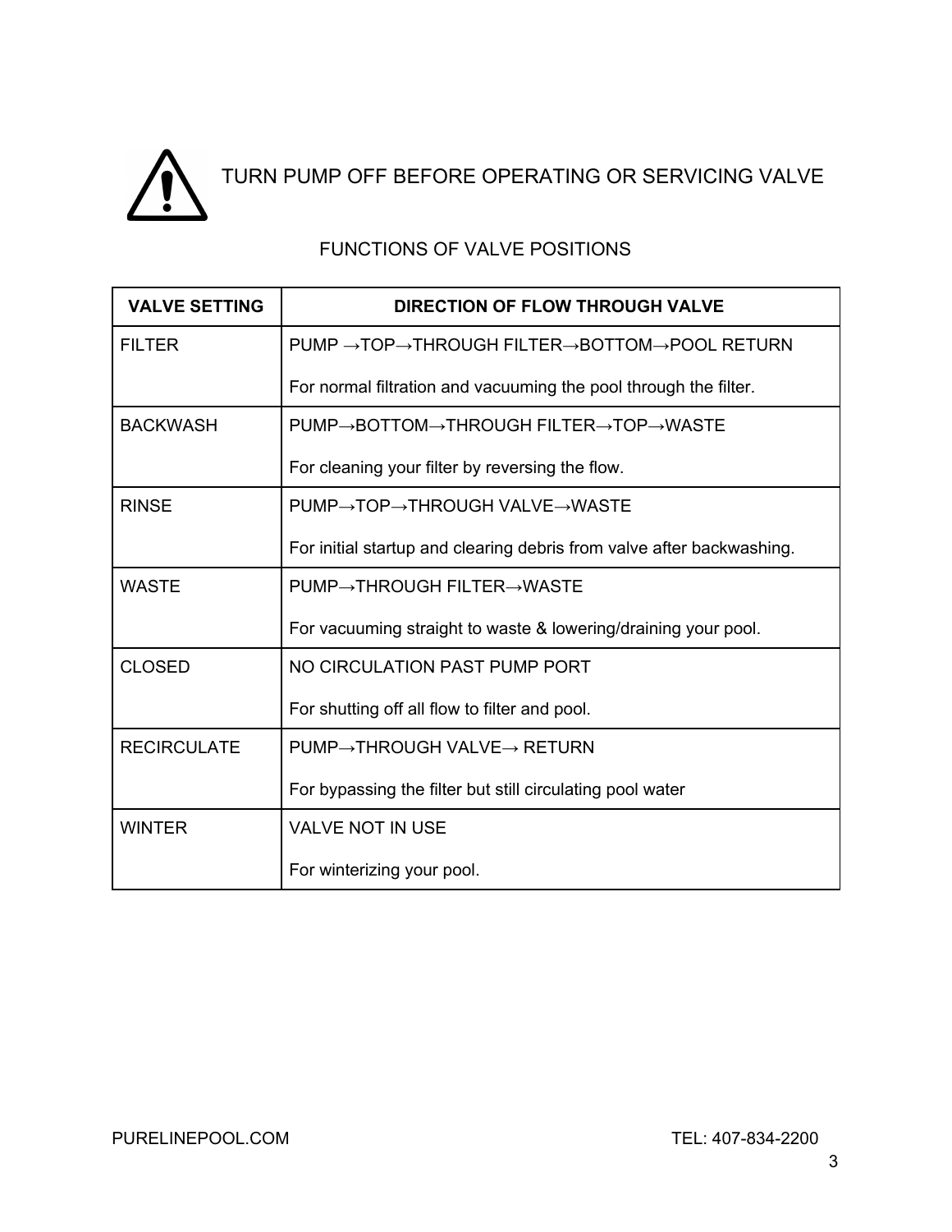TURN PUMP OFF BEFORE OPERATING OR SERVICING VALVE

FUNCTIONS OF VALVE POSITIONS

| VALVE SETTING | DIRECTION OF FLOW THROUGH VALVE |
|---|---|
| FILTER | PUMP →TOP→THROUGH FILTER→BOTTOM→POOL RETURN<br><br>For normal filtration and vacuuming the pool through the filter. |
| BACKWASH | PUMP→BOTTOM→THROUGH FILTER→TOP→WASTE<br><br>For cleaning your filter by reversing the flow. |
| RINSE | PUMP→TOP→THROUGH VALVE→WASTE<br><br>For initial startup and clearing debris from valve after backwashing. |
| WASTE | PUMP→THROUGH FILTER→WASTE<br><br>For vacuuming straight to waste & lowering/draining your pool. |
| CLOSED | NO CIRCULATION PAST PUMP PORT<br><br>For shutting off all flow to filter and pool. |
| RECIRCULATE | PUMP→THROUGH VALVE→ RETURN<br><br>For bypassing the filter but still circulating pool water |
| WINTER | VALVE NOT IN USE<br><br>For winterizing your pool. |

PURELINEPOOL.COM TEL: 407-834-2200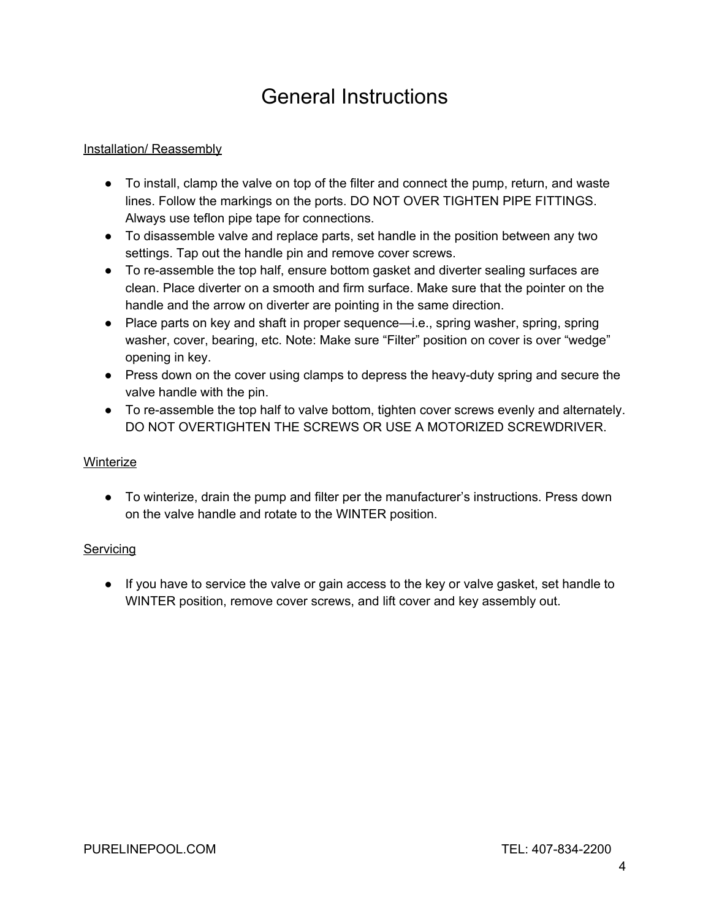# General Instructions

Installation/ Reassembly

- To install, clamp the valve on top of the filter and connect the pump, return, and waste lines. Follow the markings on the ports. DO NOT OVER TIGHTEN PIPE FITTINGS. Always use teflon pipe tape for connections.
- To disassemble valve and replace parts, set handle in the position between any two settings. Tap out the handle pin and remove cover screws.
- To re-assemble the top half, ensure bottom gasket and diverter sealing surfaces are clean. Place diverter on a smooth and firm surface. Make sure that the pointer on the handle and the arrow on diverter are pointing in the same direction.
- Place parts on key and shaft in proper sequence—i.e., spring washer, spring, spring washer, cover, bearing, etc. Note: Make sure "Filter" position on cover is over "wedge" opening in key.
- Press down on the cover using clamps to depress the heavy-duty spring and secure the valve handle with the pin.
- To re-assemble the top half to valve bottom, tighten cover screws evenly and alternately. DO NOT OVERTIGHTEN THE SCREWS OR USE A MOTORIZED SCREWDRIVER.

Winterize

- To winterize, drain the pump and filter per the manufacturer's instructions. Press down on the valve handle and rotate to the WINTER position.

Servicing

- If you have to service the valve or gain access to the key or valve gasket, set handle to WINTER position, remove cover screws, and lift cover and key assembly out.